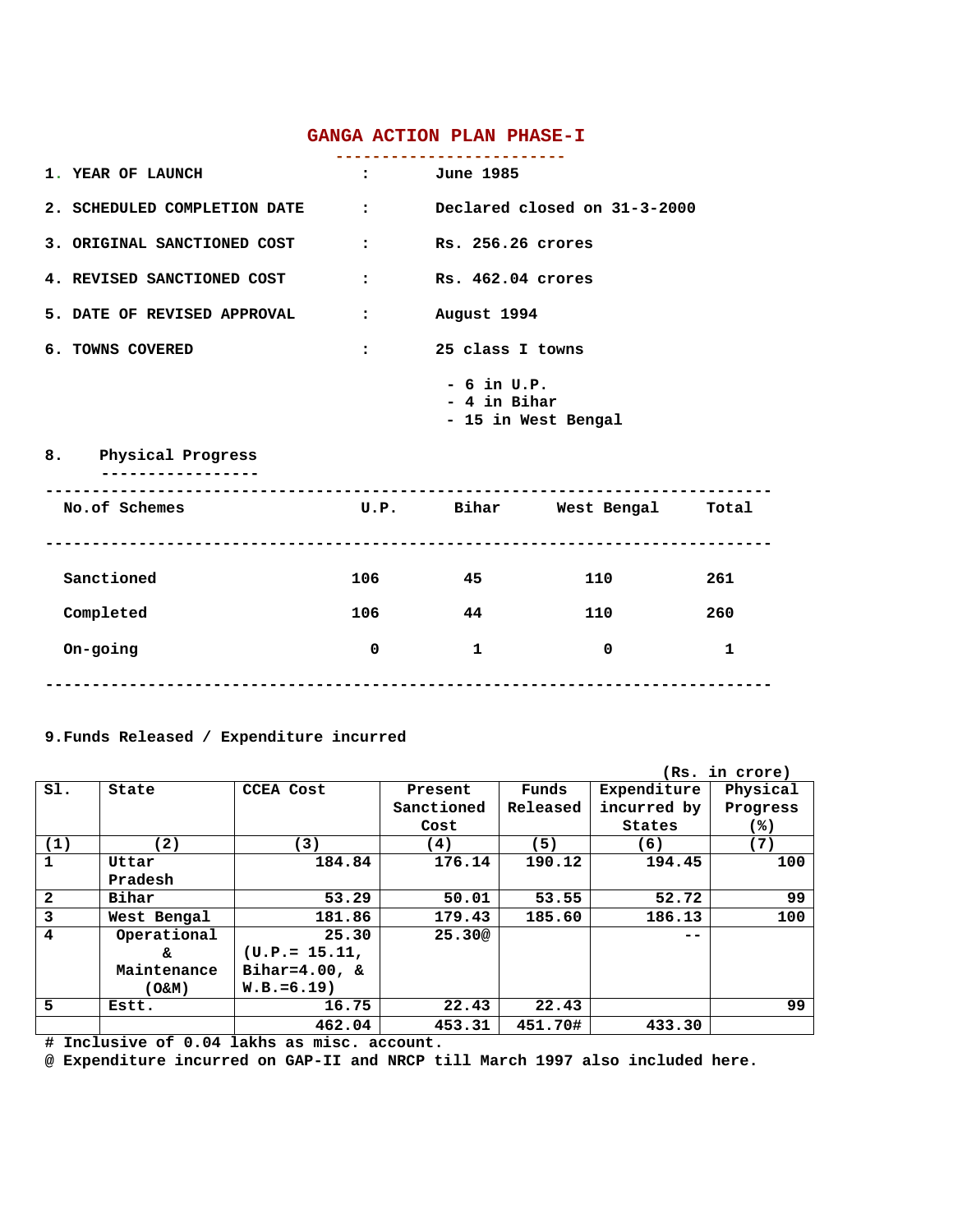# GANGA ACTION PLAN PHASE-I

1. **YEAR OF LAUNCH** : June 1985

2. **SCHEDULED COMPLETION DATE** : Declared closed on 31-3-2000

3. **ORIGINAL SANCTIONED COST** : Rs. 256.26 crores

4. **REVISED SANCTIONED COST** : Rs. 462.04 crores

5. **DATE OF REVISED APPROVAL** : August 1994

6. **TOWNS COVERED** : 25 class I towns
   - 6 in U.P.
   - 4 in Bihar
   - 15 in West Bengal

8. **Physical Progress**

| No.of Schemes | U.P. | Bihar | West Bengal | Total |
|---|---|---|---|---|
| Sanctioned | 106 | 45 | 110 | 261 |
| Completed | 106 | 44 | 110 | 260 |
| On-going | 0 | 1 | 0 | 1 |

9. **Funds Released / Expenditure incurred**

(Rs. in crore)

| Sl. | State | CCEA Cost | Present Sanctioned Cost | Funds Released | Expenditure incurred by States | Physical Progress (%) |
|---|---|---|---|---|---|---|
| (1) | (2) | (3) | (4) | (5) | (6) | (7) |
| 1 | Uttar Pradesh | 184.84 | 176.14 | 190.12 | 194.45 | 100 |
| 2 | Bihar | 53.29 | 50.01 | 53.55 | 52.72 | 99 |
| 3 | West Bengal | 181.86 | 179.43 | 185.60 | 186.13 | 100 |
| 4 | Operational & Maintenance (O&M) | 25.30 (U.P.= 15.11, Bihar=4.00, & W.B.=6.19) | 25.30@ | | -- | |
| 5 | Estt. | 16.75 | 22.43 | 22.43 | | 99 |
| | | 462.04 | 453.31 | 451.70# | 433.30 | |

# Inclusive of 0.04 lakhs as misc. account.

@ Expenditure incurred on GAP-II and NRCP till March 1997 also included here.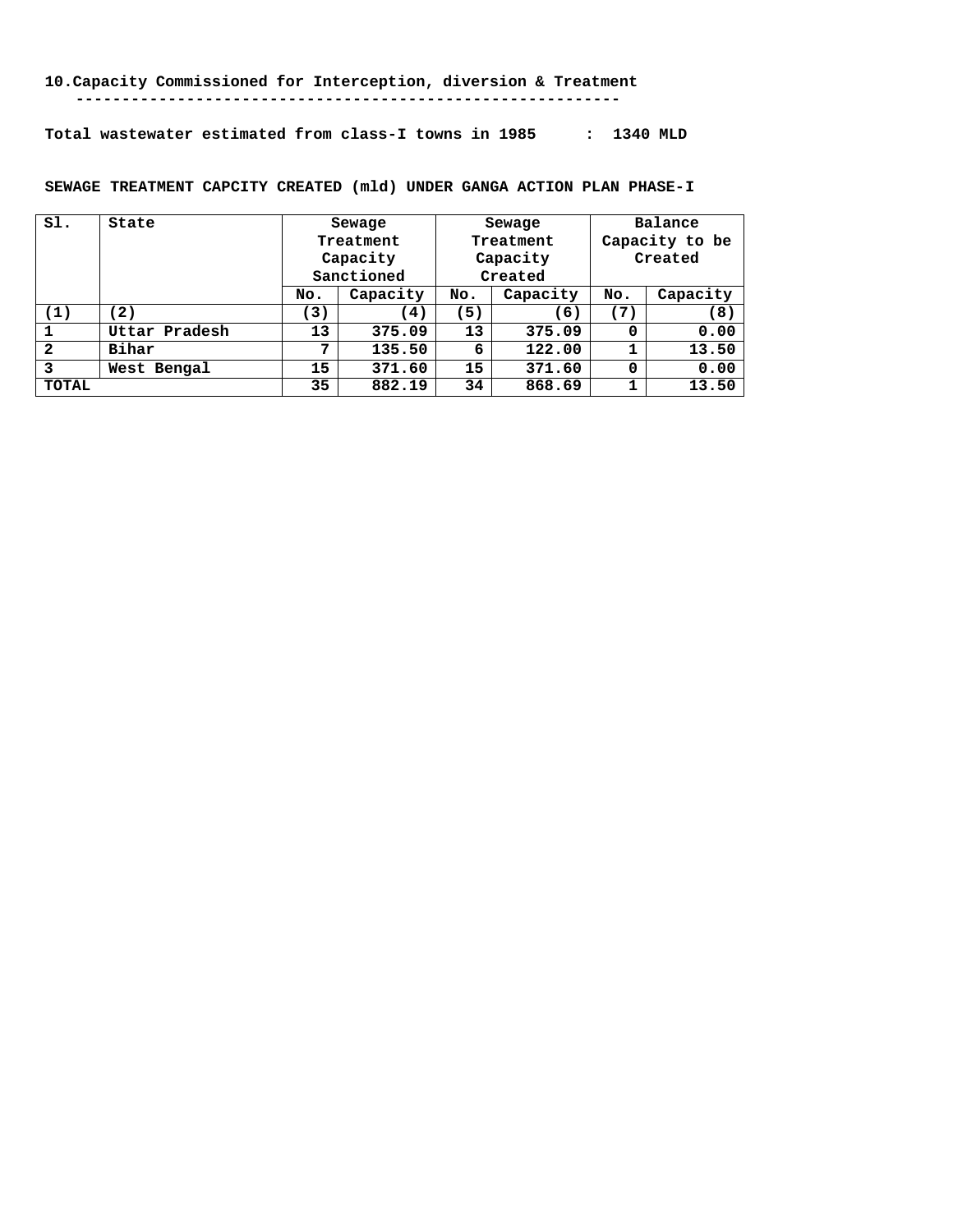## 10. Capacity Commissioned for Interception, diversion & Treatment

**Total wastewater estimated from class-I towns in 1985 : 1340 MLD**

**SEWAGE TREATMENT CAPCITY CREATED (mld) UNDER GANGA ACTION PLAN PHASE-I**

| Sl. | State | Sewage Treatment Capacity Sanctioned | | Sewage Treatment Capacity Created | | Balance Capacity to be Created | |
|---|---|---|---|---|---|---|---|
| | | No. | Capacity | No. | Capacity | No. | Capacity |
| (1) | (2) | (3) | (4) | (5) | (6) | (7) | (8) |
| 1 | Uttar Pradesh | 13 | 375.09 | 13 | 375.09 | 0 | 0.00 |
| 2 | Bihar | 7 | 135.50 | 6 | 122.00 | 1 | 13.50 |
| 3 | West Bengal | 15 | 371.60 | 15 | 371.60 | 0 | 0.00 |
| TOTAL | | 35 | 882.19 | 34 | 868.69 | 1 | 13.50 |